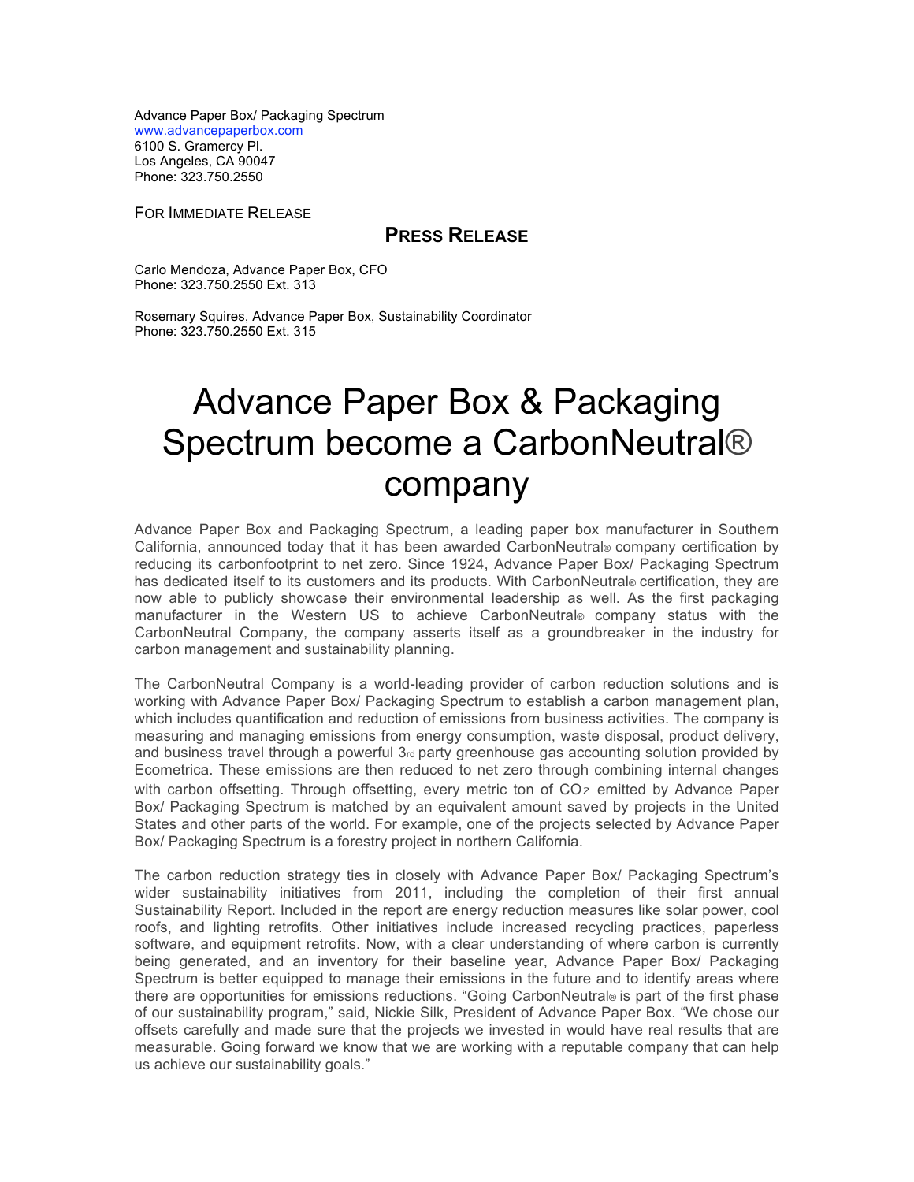Advance Paper Box/ Packaging Spectrum
www.advancepaperbox.com
6100 S. Gramercy Pl.
Los Angeles, CA 90047
Phone: 323.750.2550

FOR IMMEDIATE RELEASE

**PRESS RELEASE**

Carlo Mendoza, Advance Paper Box, CFO
Phone: 323.750.2550 Ext. 313

Rosemary Squires, Advance Paper Box, Sustainability Coordinator
Phone: 323.750.2550 Ext. 315

# Advance Paper Box & Packaging Spectrum become a CarbonNeutral® company

Advance Paper Box and Packaging Spectrum, a leading paper box manufacturer in Southern California, announced today that it has been awarded CarbonNeutral® company certification by reducing its carbonfootprint to net zero. Since 1924, Advance Paper Box/ Packaging Spectrum has dedicated itself to its customers and its products. With CarbonNeutral® certification, they are now able to publicly showcase their environmental leadership as well. As the first packaging manufacturer in the Western US to achieve CarbonNeutral® company status with the CarbonNeutral Company, the company asserts itself as a groundbreaker in the industry for carbon management and sustainability planning.

The CarbonNeutral Company is a world-leading provider of carbon reduction solutions and is working with Advance Paper Box/ Packaging Spectrum to establish a carbon management plan, which includes quantification and reduction of emissions from business activities. The company is measuring and managing emissions from energy consumption, waste disposal, product delivery, and business travel through a powerful 3rd party greenhouse gas accounting solution provided by Ecometrica. These emissions are then reduced to net zero through combining internal changes with carbon offsetting. Through offsetting, every metric ton of $CO_2$ emitted by Advance Paper Box/ Packaging Spectrum is matched by an equivalent amount saved by projects in the United States and other parts of the world. For example, one of the projects selected by Advance Paper Box/ Packaging Spectrum is a forestry project in northern California.

The carbon reduction strategy ties in closely with Advance Paper Box/ Packaging Spectrum's wider sustainability initiatives from 2011, including the completion of their first annual Sustainability Report. Included in the report are energy reduction measures like solar power, cool roofs, and lighting retrofits. Other initiatives include increased recycling practices, paperless software, and equipment retrofits. Now, with a clear understanding of where carbon is currently being generated, and an inventory for their baseline year, Advance Paper Box/ Packaging Spectrum is better equipped to manage their emissions in the future and to identify areas where there are opportunities for emissions reductions. "Going CarbonNeutral® is part of the first phase of our sustainability program," said, Nickie Silk, President of Advance Paper Box. "We chose our offsets carefully and made sure that the projects we invested in would have real results that are measurable. Going forward we know that we are working with a reputable company that can help us achieve our sustainability goals."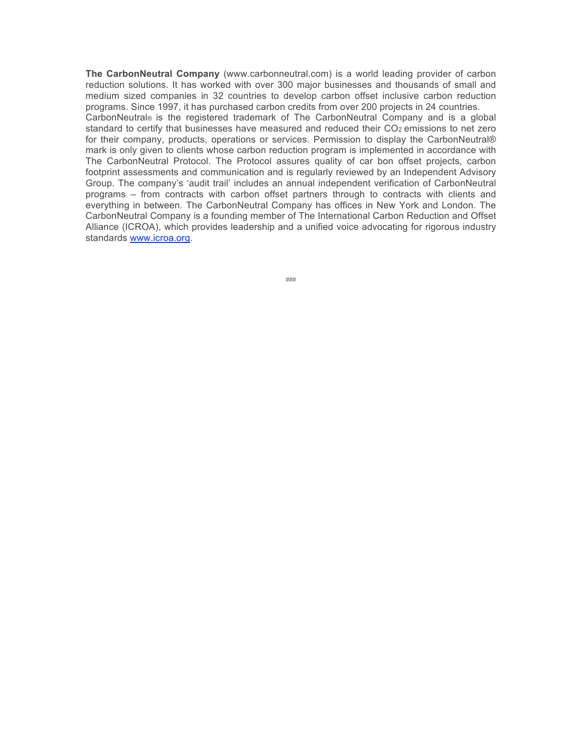**The CarbonNeutral Company** (www.carbonneutral.com) is a world leading provider of carbon reduction solutions. It has worked with over 300 major businesses and thousands of small and medium sized companies in 32 countries to develop carbon offset inclusive carbon reduction programs. Since 1997, it has purchased carbon credits from over 200 projects in 24 countries.
CarbonNeutral® is the registered trademark of The CarbonNeutral Company and is a global standard to certify that businesses have measured and reduced their $CO_2$ emissions to net zero for their company, products, operations or services. Permission to display the CarbonNeutral® mark is only given to clients whose carbon reduction program is implemented in accordance with The CarbonNeutral Protocol. The Protocol assures quality of car bon offset projects, carbon footprint assessments and communication and is regularly reviewed by an Independent Advisory Group. The company's 'audit trail' includes an annual independent verification of CarbonNeutral programs – from contracts with carbon offset partners through to contracts with clients and everything in between. The CarbonNeutral Company has offices in New York and London. The CarbonNeutral Company is a founding member of The International Carbon Reduction and Offset Alliance (ICROA), which provides leadership and a unified voice advocating for rigorous industry standards [www.icroa.org](http://www.icroa.org).

###